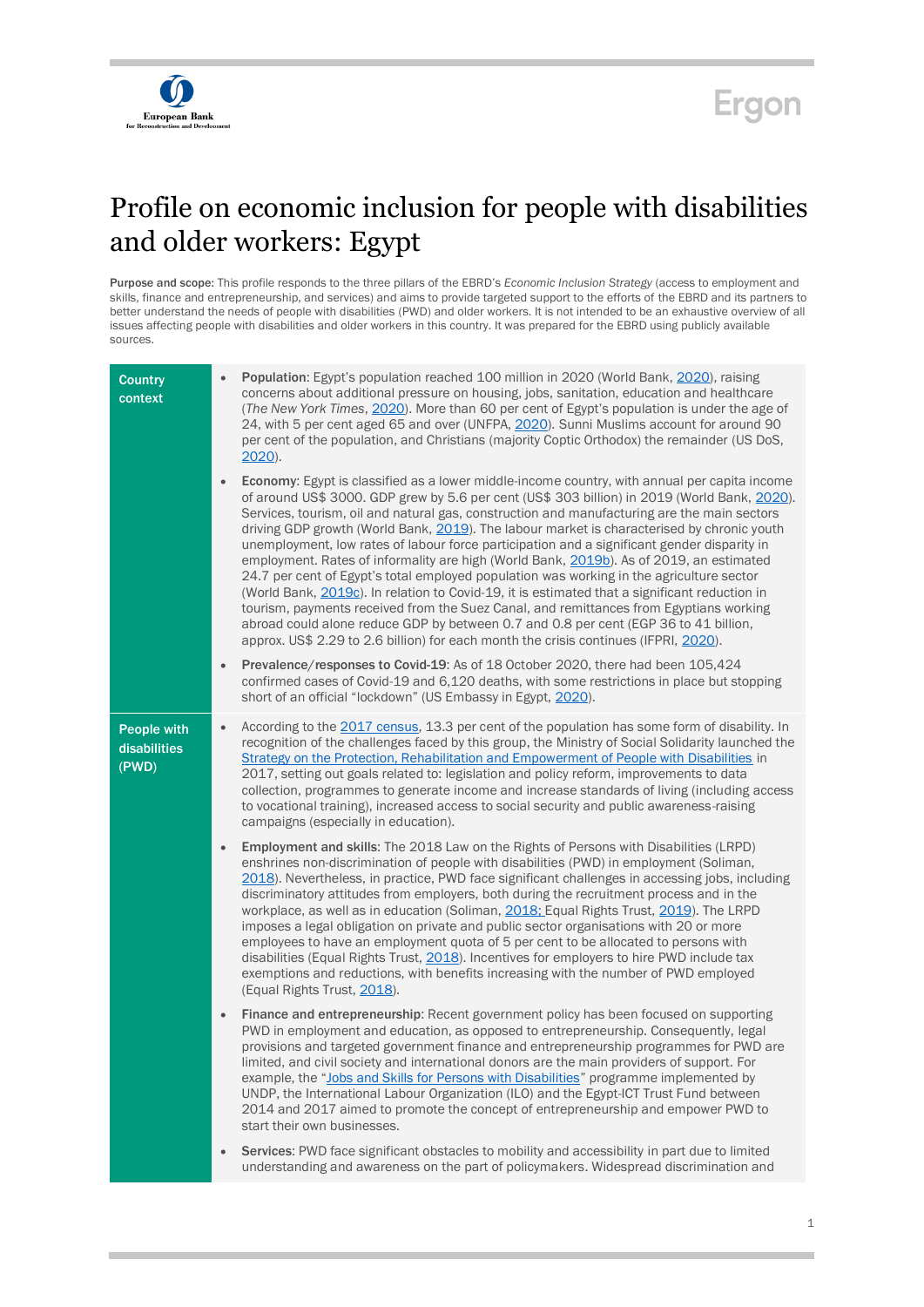# Profile on economic inclusion for people with disabilities and older workers: Egypt

**Purpose and scope:** This profile responds to the three pillars of the EBRD's *Economic Inclusion Strategy* (access to employment and skills, finance and entrepreneurship, and services) and aims to provide targeted support to the efforts of the EBRD and its partners to better understand the needs of people with disabilities (PWD) and older workers. It is not intended to be an exhaustive overview of all issues affecting people with disabilities and older workers in this country. It was prepared for the EBRD using publicly available sources.

## Country context

- **Population**: Egypt's population reached 100 million in 2020 (World Bank, 2020), raising concerns about additional pressure on housing, jobs, sanitation, education and healthcare (*The New York Times*, 2020). More than 60 per cent of Egypt's population is under the age of 24, with 5 per cent aged 65 and over (UNFPA, 2020). Sunni Muslims account for around 90 per cent of the population, and Christians (majority Coptic Orthodox) the remainder (US DoS, 2020).
- **Economy**: Egypt is classified as a lower middle-income country, with annual per capita income of around US$ 3000. GDP grew by 5.6 per cent (US$ 303 billion) in 2019 (World Bank, 2020). Services, tourism, oil and natural gas, construction and manufacturing are the main sectors driving GDP growth (World Bank, 2019). The labour market is characterised by chronic youth unemployment, low rates of labour force participation and a significant gender disparity in employment. Rates of informality are high (World Bank, 2019b). As of 2019, an estimated 24.7 per cent of Egypt's total employed population was working in the agriculture sector (World Bank, 2019c). In relation to Covid-19, it is estimated that a significant reduction in tourism, payments received from the Suez Canal, and remittances from Egyptians working abroad could alone reduce GDP by between 0.7 and 0.8 per cent (EGP 36 to 41 billion, approx. US$ 2.29 to 2.6 billion) for each month the crisis continues (IFPRI, 2020).
- **Prevalence/responses to Covid-19**: As of 18 October 2020, there had been 105,424 confirmed cases of Covid-19 and 6,120 deaths, with some restrictions in place but stopping short of an official "lockdown" (US Embassy in Egypt, 2020).

## People with disabilities (PWD)

- According to the 2017 census, 13.3 per cent of the population has some form of disability. In recognition of the challenges faced by this group, the Ministry of Social Solidarity launched the Strategy on the Protection, Rehabilitation and Empowerment of People with Disabilities in 2017, setting out goals related to: legislation and policy reform, improvements to data collection, programmes to generate income and increase standards of living (including access to vocational training), increased access to social security and public awareness-raising campaigns (especially in education).
- **Employment and skills**: The 2018 Law on the Rights of Persons with Disabilities (LRPD) enshrines non-discrimination of people with disabilities (PWD) in employment (Soliman, 2018). Nevertheless, in practice, PWD face significant challenges in accessing jobs, including discriminatory attitudes from employers, both during the recruitment process and in the workplace, as well as in education (Soliman, 2018; Equal Rights Trust, 2019). The LRPD imposes a legal obligation on private and public sector organisations with 20 or more employees to have an employment quota of 5 per cent to be allocated to persons with disabilities (Equal Rights Trust, 2018). Incentives for employers to hire PWD include tax exemptions and reductions, with benefits increasing with the number of PWD employed (Equal Rights Trust, 2018).
- **Finance and entrepreneurship**: Recent government policy has been focused on supporting PWD in employment and education, as opposed to entrepreneurship. Consequently, legal provisions and targeted government finance and entrepreneurship programmes for PWD are limited, and civil society and international donors are the main providers of support. For example, the "Jobs and Skills for Persons with Disabilities" programme implemented by UNDP, the International Labour Organization (ILO) and the Egypt-ICT Trust Fund between 2014 and 2017 aimed to promote the concept of entrepreneurship and empower PWD to start their own businesses.
- **Services:** PWD face significant obstacles to mobility and accessibility in part due to limited understanding and awareness on the part of policymakers. Widespread discrimination and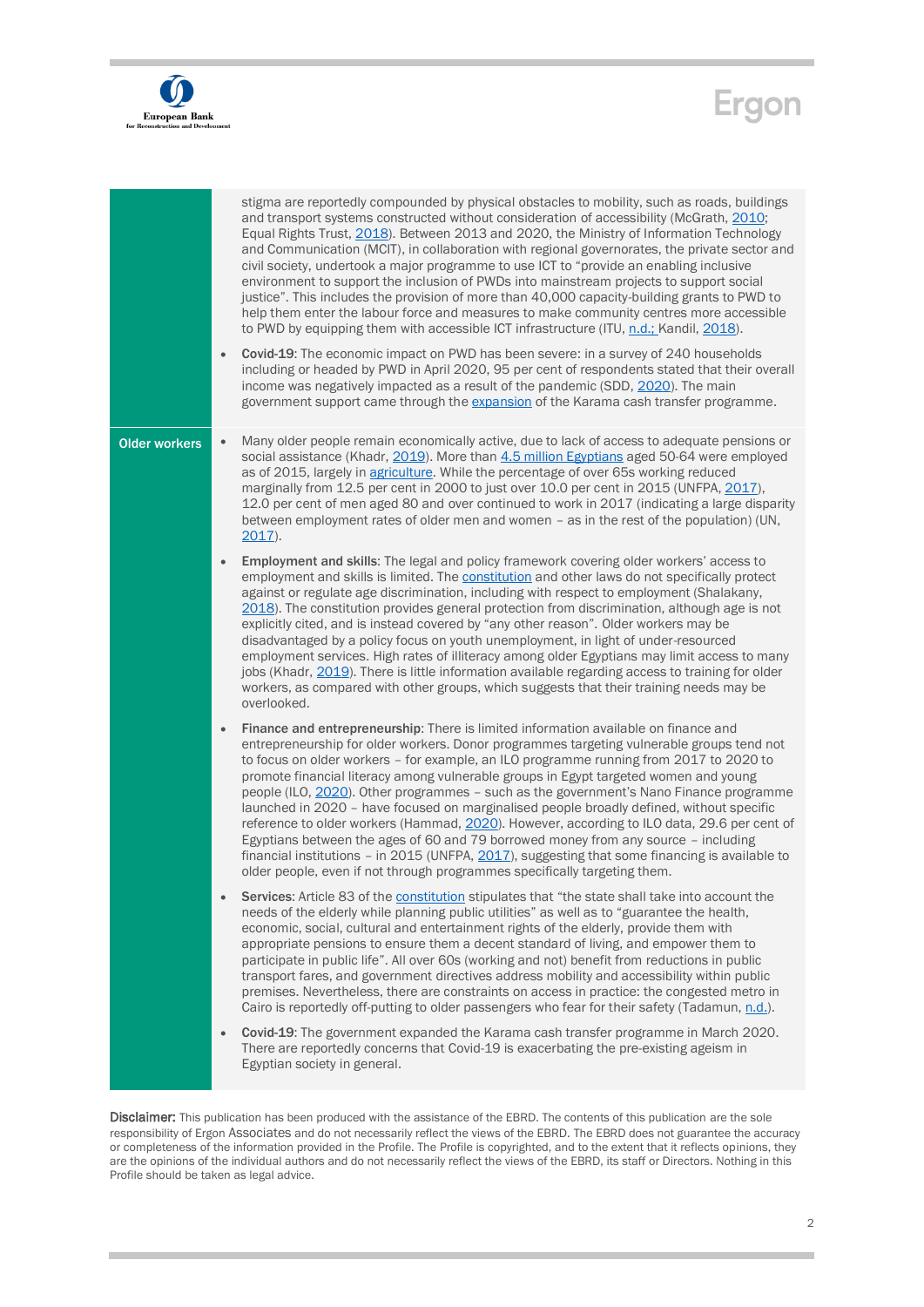| | |
|---|---|
| | stigma are reportedly compounded by physical obstacles to mobility, such as roads, buildings and transport systems constructed without consideration of accessibility (McGrath, 2010; Equal Rights Trust, 2018). Between 2013 and 2020, the Ministry of Information Technology and Communication (MCIT), in collaboration with regional governorates, the private sector and civil society, undertook a major programme to use ICT to "provide an enabling inclusive environment to support the inclusion of PWDs into mainstream projects to support social justice". This includes the provision of more than 40,000 capacity-building grants to PWD to help them enter the labour force and measures to make community centres more accessible to PWD by equipping them with accessible ICT infrastructure (ITU, n.d.; Kandil, 2018).<br><br>• **Covid-19**: The economic impact on PWD has been severe: in a survey of 240 households including or headed by PWD in April 2020, 95 per cent of respondents stated that their overall income was negatively impacted as a result of the pandemic (SDD, 2020). The main government support came through the expansion of the Karama cash transfer programme. |
| **Older workers** | • Many older people remain economically active, due to lack of access to adequate pensions or social assistance (Khadr, 2019). More than 4.5 million Egyptians aged 50-64 were employed as of 2015, largely in agriculture. While the percentage of over 65s working reduced marginally from 12.5 per cent in 2000 to just over 10.0 per cent in 2015 (UNFPA, 2017), 12.0 per cent of men aged 80 and over continued to work in 2017 (indicating a large disparity between employment rates of older men and women – as in the rest of the population) (UN, 2017).<br><br>• **Employment and skills**: The legal and policy framework covering older workers' access to employment and skills is limited. The constitution and other laws do not specifically protect against or regulate age discrimination, including with respect to employment (Shalakany, 2018). The constitution provides general protection from discrimination, although age is not explicitly cited, and is instead covered by "any other reason". Older workers may be disadvantaged by a policy focus on youth unemployment, in light of under-resourced employment services. High rates of illiteracy among older Egyptians may limit access to many jobs (Khadr, 2019). There is little information available regarding access to training for older workers, as compared with other groups, which suggests that their training needs may be overlooked.<br><br>• **Finance and entrepreneurship**: There is limited information available on finance and entrepreneurship for older workers. Donor programmes targeting vulnerable groups tend not to focus on older workers – for example, an ILO programme running from 2017 to 2020 to promote financial literacy among vulnerable groups in Egypt targeted women and young people (ILO, 2020). Other programmes – such as the government's Nano Finance programme launched in 2020 – have focused on marginalised people broadly defined, without specific reference to older workers (Hammad, 2020). However, according to ILO data, 29.6 per cent of Egyptians between the ages of 60 and 79 borrowed money from any source – including financial institutions – in 2015 (UNFPA, 2017), suggesting that some financing is available to older people, even if not through programmes specifically targeting them.<br><br>• **Services**: Article 83 of the constitution stipulates that "the state shall take into account the needs of the elderly while planning public utilities" as well as to "guarantee the health, economic, social, cultural and entertainment rights of the elderly, provide them with appropriate pensions to ensure them a decent standard of living, and empower them to participate in public life". All over 60s (working and not) benefit from reductions in public transport fares, and government directives address mobility and accessibility within public premises. Nevertheless, there are constraints on access in practice: the congested metro in Cairo is reportedly off-putting to older passengers who fear for their safety (Tadamun, n.d.).<br><br>• **Covid-19**: The government expanded the Karama cash transfer programme in March 2020. There are reportedly concerns that Covid-19 is exacerbating the pre-existing ageism in Egyptian society in general. |

**Disclaimer:** This publication has been produced with the assistance of the EBRD. The contents of this publication are the sole responsibility of Ergon Associates and do not necessarily reflect the views of the EBRD. The EBRD does not guarantee the accuracy or completeness of the information provided in the Profile. The Profile is copyrighted, and to the extent that it reflects opinions, they are the opinions of the individual authors and do not necessarily reflect the views of the EBRD, its staff or Directors. Nothing in this Profile should be taken as legal advice.